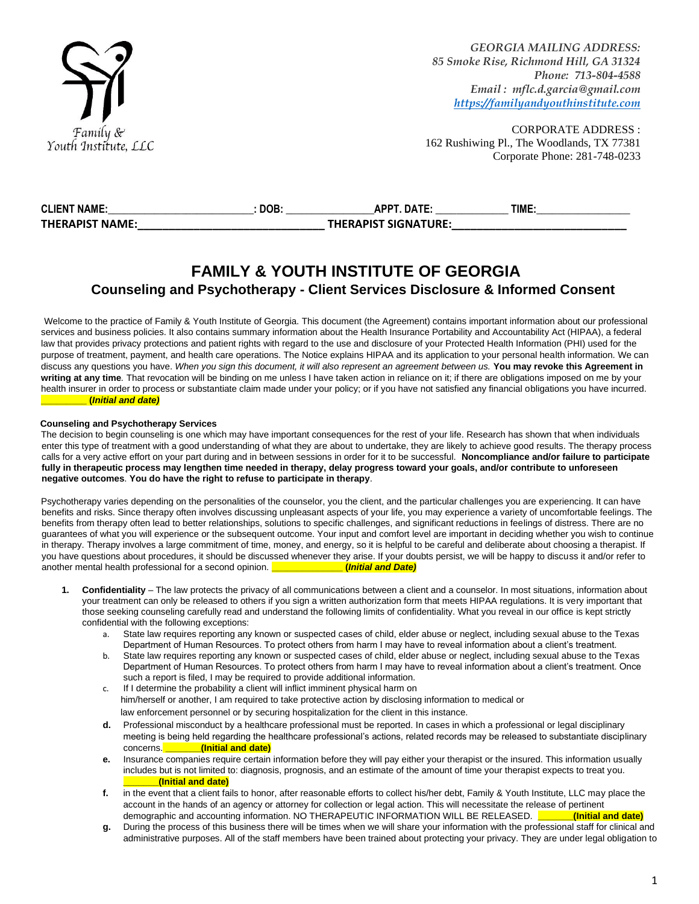Family & Youth Institute, LLC

*GEORGIA MAILING ADDRESS:*
*85 Smoke Rise, Richmond Hill, GA 31324*
*Phone: 713-804-4588*
*Email : mflc.d.garcia@gmail.com*
*https://familyandyouthinstitute.com*

CORPORATE ADDRESS :
162 Rushiwing Pl., The Woodlands, TX 77381
Corporate Phone: 281-748-0233

**CLIENT NAME:**__________________________**: DOB:** _______________**APPT. DATE:** _____________ **TIME:**_________________
**THERAPIST NAME:**________________________________ **THERAPIST SIGNATURE:**______________________________

# FAMILY & YOUTH INSTITUTE OF GEORGIA

## Counseling and Psychotherapy - Client Services Disclosure & Informed Consent

Welcome to the practice of Family & Youth Institute of Georgia. This document (the Agreement) contains important information about our professional services and business policies. It also contains summary information about the Health Insurance Portability and Accountability Act (HIPAA), a federal law that provides privacy protections and patient rights with regard to the use and disclosure of your Protected Health Information (PHI) used for the purpose of treatment, payment, and health care operations. The Notice explains HIPAA and its application to your personal health information. We can discuss any questions you have. *When you sign this document, it will also represent an agreement between us.* **You may revoke this Agreement in writing at any time**. That revocation will be binding on me unless I have taken action in reliance on it; if there are obligations imposed on me by your health insurer in order to process or substantiate claim made under your policy; or if you have not satisfied any financial obligations you have incurred. _________ **(*Initial and date*)**

**Counseling and Psychotherapy Services**

The decision to begin counseling is one which may have important consequences for the rest of your life. Research has shown that when individuals enter this type of treatment with a good understanding of what they are about to undertake, they are likely to achieve good results. The therapy process calls for a very active effort on your part during and in between sessions in order for it to be successful. **Noncompliance and/or failure to participate fully in therapeutic process may lengthen time needed in therapy, delay progress toward your goals, and/or contribute to unforeseen negative outcomes**. **You do have the right to refuse to participate in therapy**.

Psychotherapy varies depending on the personalities of the counselor, you the client, and the particular challenges you are experiencing. It can have benefits and risks. Since therapy often involves discussing unpleasant aspects of your life, you may experience a variety of uncomfortable feelings. The benefits from therapy often lead to better relationships, solutions to specific challenges, and significant reductions in feelings of distress. There are no guarantees of what you will experience or the subsequent outcome. Your input and comfort level are important in deciding whether you wish to continue in therapy. Therapy involves a large commitment of time, money, and energy, so it is helpful to be careful and deliberate about choosing a therapist. If you have questions about procedures, it should be discussed whenever they arise. If your doubts persist, we will be happy to discuss it and/or refer to another mental health professional for a second opinion. ______________ **(*Initial and Date*)**

1. **Confidentiality** – The law protects the privacy of all communications between a client and a counselor. In most situations, information about your treatment can only be released to others if you sign a written authorization form that meets HIPAA regulations. It is very important that those seeking counseling carefully read and understand the following limits of confidentiality. What you reveal in our office is kept strictly confidential with the following exceptions:
   a. State law requires reporting any known or suspected cases of child, elder abuse or neglect, including sexual abuse to the Texas Department of Human Resources. To protect others from harm I may have to reveal information about a client's treatment.
   b. State law requires reporting any known or suspected cases of child, elder abuse or neglect, including sexual abuse to the Texas Department of Human Resources. To protect others from harm I may have to reveal information about a client's treatment. Once such a report is filed, I may be required to provide additional information.
   c. If I determine the probability a client will inflict imminent physical harm on him/herself or another, I am required to take protective action by disclosing information to medical or law enforcement personnel or by securing hospitalization for the client in this instance.
   **d.** Professional misconduct by a healthcare professional must be reported. In cases in which a professional or legal disciplinary meeting is being held regarding the healthcare professional's actions, related records may be released to substantiate disciplinary concerns._______**(Initial and date)**
   **e.** Insurance companies require certain information before they will pay either your therapist or the insured. This information usually includes but is not limited to: diagnosis, prognosis, and an estimate of the amount of time your therapist expects to treat you. _______**(Initial and date)**
   **f.** in the event that a client fails to honor, after reasonable efforts to collect his/her debt, Family & Youth Institute, LLC may place the account in the hands of an agency or attorney for collection or legal action. This will necessitate the release of pertinent demographic and accounting information. NO THERAPEUTIC INFORMATION WILL BE RELEASED. _______**(Initial and date)**
   **g.** During the process of this business there will be times when we will share your information with the professional staff for clinical and administrative purposes. All of the staff members have been trained about protecting your privacy. They are under legal obligation to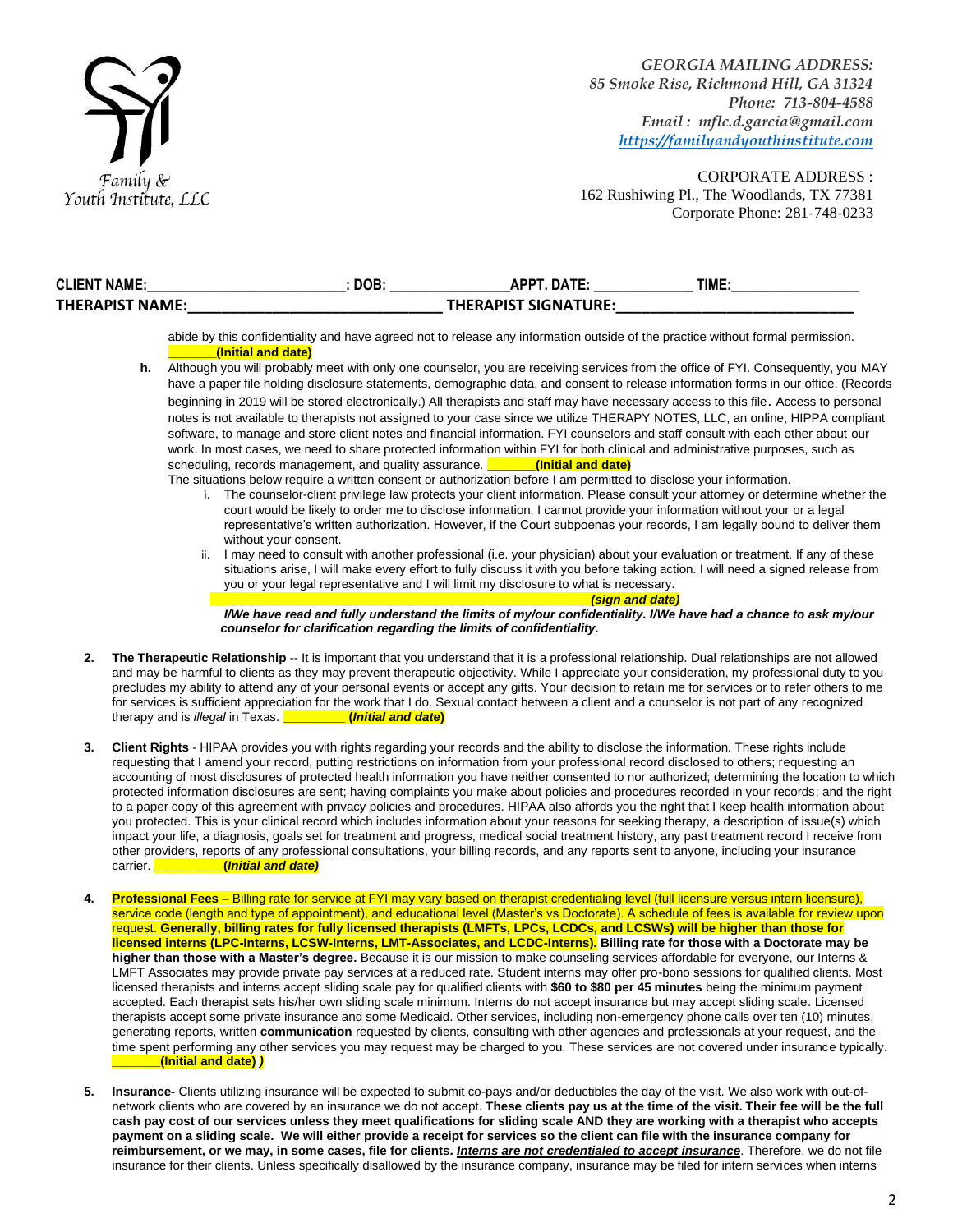GEORGIA MAILING ADDRESS:
85 Smoke Rise, Richmond Hill, GA 31324
Phone: 713-804-4588
Email : mflc.d.garcia@gmail.com
https://familyandyouthinstitute.com

CORPORATE ADDRESS :
162 Rushiwing Pl., The Woodlands, TX 77381
Corporate Phone: 281-748-0233

**CLIENT NAME:**\_\_\_\_\_\_\_\_\_\_\_\_\_\_\_\_\_\_\_\_\_\_\_\_: **DOB:** \_\_\_\_\_\_\_\_\_\_\_\_\_\_\_**APPT. DATE:** \_\_\_\_\_\_\_\_\_\_\_\_\_ **TIME:**\_\_\_\_\_\_\_\_\_\_\_\_\_\_\_\_
**THERAPIST NAME:**\_\_\_\_\_\_\_\_\_\_\_\_\_\_\_\_\_\_\_\_\_\_\_\_\_\_\_\_\_ **THERAPIST SIGNATURE:**\_\_\_\_\_\_\_\_\_\_\_\_\_\_\_\_\_\_\_\_\_\_\_\_\_\_\_\_

abide by this confidentiality and have agreed not to release any information outside of the practice without formal permission. \_\_\_\_\_\_\_**(Initial and date)**

**h.** Although you will probably meet with only one counselor, you are receiving services from the office of FYI. Consequently, you MAY have a paper file holding disclosure statements, demographic data, and consent to release information forms in our office. (Records beginning in 2019 will be stored electronically.) All therapists and staff may have necessary access to this file. Access to personal notes is not available to therapists not assigned to your case since we utilize THERAPY NOTES, LLC, an online, HIPPA compliant software, to manage and store client notes and financial information. FYI counselors and staff consult with each other about our work. In most cases, we need to share protected information within FYI for both clinical and administrative purposes, such as scheduling, records management, and quality assurance. \_\_\_\_\_\_\_**(Initial and date)**

The situations below require a written consent or authorization before I am permitted to disclose your information.

i. The counselor-client privilege law protects your client information. Please consult your attorney or determine whether the court would be likely to order me to disclose information. I cannot provide your information without your or a legal representative's written authorization. However, if the Court subpoenas your records, I am legally bound to deliver them without your consent.

ii. I may need to consult with another professional (i.e. your physician) about your evaluation or treatment. If any of these situations arise, I will make every effort to fully discuss it with you before taking action. I will need a signed release from you or your legal representative and I will limit my disclosure to what is necessary.

\_\_\_\_\_\_\_\_\_\_\_\_\_\_\_\_\_\_\_\_\_\_\_\_\_\_\_\_\_\_\_\_\_\_\_\_\_\_\_\_\_\_\_\_\_\_\_\_\_\_ ***(sign and date)***

***I/We have read and fully understand the limits of my/our confidentiality. I/We have had a chance to ask my/our counselor for clarification regarding the limits of confidentiality.***

**2. The Therapeutic Relationship** -- It is important that you understand that it is a professional relationship. Dual relationships are not allowed and may be harmful to clients as they may prevent therapeutic objectivity. While I appreciate your consideration, my professional duty to you precludes my ability to attend any of your personal events or accept any gifts. Your decision to retain me for services or to refer others to me for services is sufficient appreciation for the work that I do. Sexual contact between a client and a counselor is not part of any recognized therapy and is *illegal* in Texas. \_\_\_\_\_\_\_\_\_ **(*Initial and date*)**

**3. Client Rights** - HIPAA provides you with rights regarding your records and the ability to disclose the information. These rights include requesting that I amend your record, putting restrictions on information from your professional record disclosed to others; requesting an accounting of most disclosures of protected health information you have neither consented to nor authorized; determining the location to which protected information disclosures are sent; having complaints you make about policies and procedures recorded in your records; and the right to a paper copy of this agreement with privacy policies and procedures. HIPAA also affords you the right that I keep health information about you protected. This is your clinical record which includes information about your reasons for seeking therapy, a description of issue(s) which impact your life, a diagnosis, goals set for treatment and progress, medical social treatment history, any past treatment record I receive from other providers, reports of any professional consultations, your billing records, and any reports sent to anyone, including your insurance carrier. \_\_\_\_\_\_\_\_\_\_***(Initial and date)***

**4. Professional Fees** – Billing rate for service at FYI may vary based on therapist credentialing level (full licensure versus intern licensure), service code (length and type of appointment), and educational level (Master's vs Doctorate). A schedule of fees is available for review upon request. **Generally, billing rates for fully licensed therapists (LMFTs, LPCs, LCDCs, and LCSWs) will be higher than those for licensed interns (LPC-Interns, LCSW-Interns, LMT-Associates, and LCDC-Interns). Billing rate for those with a Doctorate may be higher than those with a Master's degree.** Because it is our mission to make counseling services affordable for everyone, our Interns & LMFT Associates may provide private pay services at a reduced rate. Student interns may offer pro-bono sessions for qualified clients. Most licensed therapists and interns accept sliding scale pay for qualified clients with **$60 to $80 per 45 minutes** being the minimum payment accepted. Each therapist sets his/her own sliding scale minimum. Interns do not accept insurance but may accept sliding scale. Licensed therapists accept some private insurance and some Medicaid. Other services, including non-emergency phone calls over ten (10) minutes, generating reports, written **communication** requested by clients, consulting with other agencies and professionals at your request, and the time spent performing any other services you may request may be charged to you. These services are not covered under insurance typically. \_\_\_\_\_\_\_**(Initial and date)** ***)***

**5. Insurance-** Clients utilizing insurance will be expected to submit co-pays and/or deductibles the day of the visit. We also work with out-of-network clients who are covered by an insurance we do not accept. **These clients pay us at the time of the visit. Their fee will be the full cash pay cost of our services unless they meet qualifications for sliding scale AND they are working with a therapist who accepts payment on a sliding scale. We will either provide a receipt for services so the client can file with the insurance company for reimbursement, or we may, in some cases, file for clients. *Interns are not credentialed to accept insurance*.** Therefore, we do not file insurance for their clients. Unless specifically disallowed by the insurance company, insurance may be filed for intern services when interns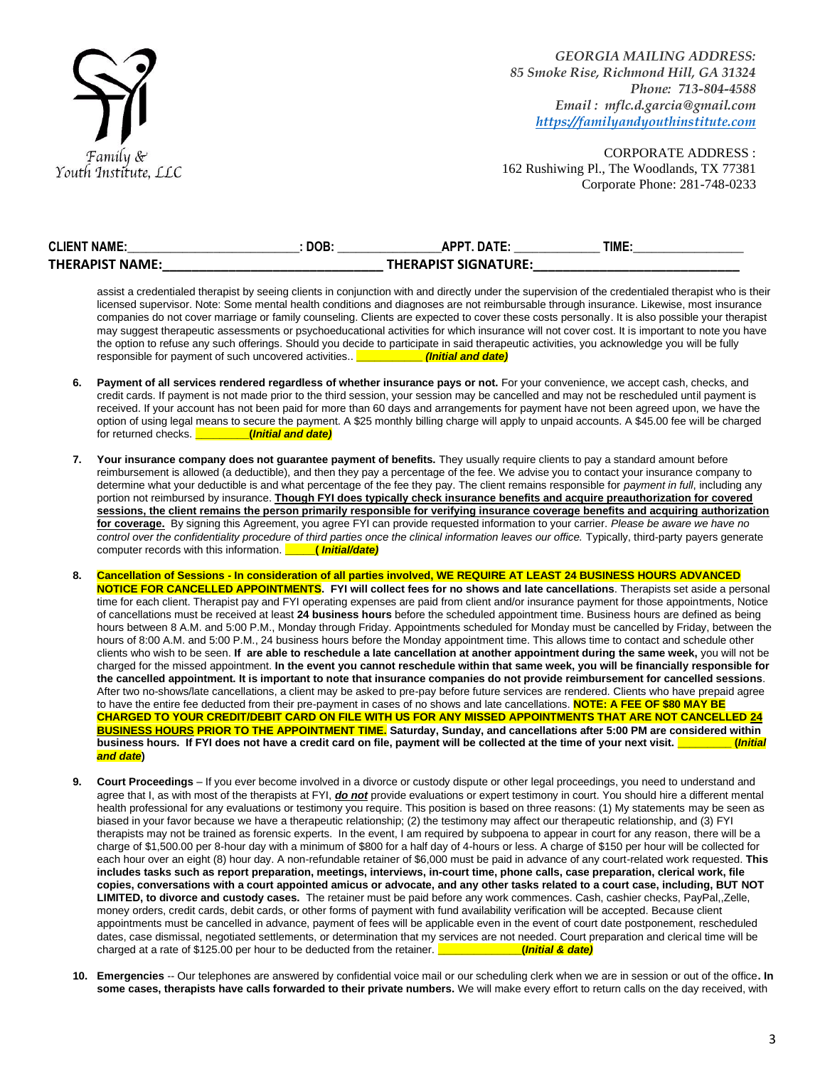Family & Youth Institute, LLC

*GEORGIA MAILING ADDRESS:*
*85 Smoke Rise, Richmond Hill, GA 31324*
*Phone: 713-804-4588*
*Email : mflc.d.garcia@gmail.com*
*https://familyandyouthinstitute.com*

CORPORATE ADDRESS :
162 Rushiwing Pl., The Woodlands, TX 77381
Corporate Phone: 281-748-0233

**CLIENT NAME:**__________________________: **DOB:** _______________**APPT. DATE:** _____________ **TIME:**_________________
**THERAPIST NAME:**______________________________ **THERAPIST SIGNATURE:**_____________________________

assist a credentialed therapist by seeing clients in conjunction with and directly under the supervision of the credentialed therapist who is their licensed supervisor. Note: Some mental health conditions and diagnoses are not reimbursable through insurance. Likewise, most insurance companies do not cover marriage or family counseling. Clients are expected to cover these costs personally. It is also possible your therapist may suggest therapeutic assessments or psychoeducational activities for which insurance will not cover cost. It is important to note you have the option to refuse any such offerings. Should you decide to participate in said therapeutic activities, you acknowledge you will be fully responsible for payment of such uncovered activities.. ___________ ***(Initial and date)***

6. **Payment of all services rendered regardless of whether insurance pays or not.** For your convenience, we accept cash, checks, and credit cards. If payment is not made prior to the third session, your session may be cancelled and may not be rescheduled until payment is received. If your account has not been paid for more than 60 days and arrangements for payment have not been agreed upon, we have the option of using legal means to secure the payment. A $25 monthly billing charge will apply to unpaid accounts. A $45.00 fee will be charged for returned checks. _________**(*Initial and date)***

7. **Your insurance company does not guarantee payment of benefits.** They usually require clients to pay a standard amount before reimbursement is allowed (a deductible), and then they pay a percentage of the fee. We advise you to contact your insurance company to determine what your deductible is and what percentage of the fee they pay. The client remains responsible for *payment in full*, including any portion not reimbursed by insurance. **Though FYI does typically check insurance benefits and acquire preauthorization for covered sessions, the client remains the person primarily responsible for verifying insurance coverage benefits and acquiring authorization for coverage.** By signing this Agreement, you agree FYI can provide requested information to your carrier. *Please be aware we have no control over the confidentiality procedure of third parties once the clinical information leaves our office.* Typically, third-party payers generate computer records with this information. _____**( *Initial/date)***

8. **Cancellation of Sessions - In consideration of all parties involved, WE REQUIRE AT LEAST 24 BUSINESS HOURS ADVANCED NOTICE FOR CANCELLED APPOINTMENTS. FYI will collect fees for no shows and late cancellations**. Therapists set aside a personal time for each client. Therapist pay and FYI operating expenses are paid from client and/or insurance payment for those appointments, Notice of cancellations must be received at least **24 business hours** before the scheduled appointment time. Business hours are defined as being hours between 8 A.M. and 5:00 P.M., Monday through Friday. Appointments scheduled for Monday must be cancelled by Friday, between the hours of 8:00 A.M. and 5:00 P.M., 24 business hours before the Monday appointment time. This allows time to contact and schedule other clients who wish to be seen. **If are able to reschedule a late cancellation at another appointment during the same week,** you will not be charged for the missed appointment. **In the event you cannot reschedule within that same week, you will be financially responsible for the cancelled appointment. It is important to note that insurance companies do not provide reimbursement for cancelled sessions**. After two no-shows/late cancellations, a client may be asked to pre-pay before future services are rendered. Clients who have prepaid agree to have the entire fee deducted from their pre-payment in cases of no shows and late cancellations. **NOTE: A FEE OF $80 MAY BE CHARGED TO YOUR CREDIT/DEBIT CARD ON FILE WITH US FOR ANY MISSED APPOINTMENTS THAT ARE NOT CANCELLED <u>24 BUSINESS HOURS</u> PRIOR TO THE APPOINTMENT TIME. Saturday, Sunday, and cancellations after 5:00 PM are considered within business hours. If FYI does not have a credit card on file, payment will be collected at the time of your next visit.** _________ **(*Initial and date*)**

9. **Court Proceedings** – If you ever become involved in a divorce or custody dispute or other legal proceedings, you need to understand and agree that I, as with most of the therapists at FYI, ***<u>do not</u>*** provide evaluations or expert testimony in court. You should hire a different mental health professional for any evaluations or testimony you require. This position is based on three reasons: (1) My statements may be seen as biased in your favor because we have a therapeutic relationship; (2) the testimony may affect our therapeutic relationship, and (3) FYI therapists may not be trained as forensic experts. In the event, I am required by subpoena to appear in court for any reason, there will be a charge of $1,500.00 per 8-hour day with a minimum of $800 for a half day of 4-hours or less. A charge of $150 per hour will be collected for each hour over an eight (8) hour day. A non-refundable retainer of $6,000 must be paid in advance of any court-related work requested. **This includes tasks such as report preparation, meetings, interviews, in-court time, phone calls, case preparation, clerical work, file copies, conversations with a court appointed amicus or advocate, and any other tasks related to a court case, including, BUT NOT LIMITED, to divorce and custody cases.** The retainer must be paid before any work commences. Cash, cashier checks, PayPal,,Zelle, money orders, credit cards, debit cards, or other forms of payment with fund availability verification will be accepted. Because client appointments must be cancelled in advance, payment of fees will be applicable even in the event of court date postponement, rescheduled dates, case dismissal, negotiated settlements, or determination that my services are not needed. Court preparation and clerical time will be charged at a rate of $125.00 per hour to be deducted from the retainer. ______________***(Initial & date)***

10. **Emergencies** -- Our telephones are answered by confidential voice mail or our scheduling clerk when we are in session or out of the office**. In some cases, therapists have calls forwarded to their private numbers.** We will make every effort to return calls on the day received, with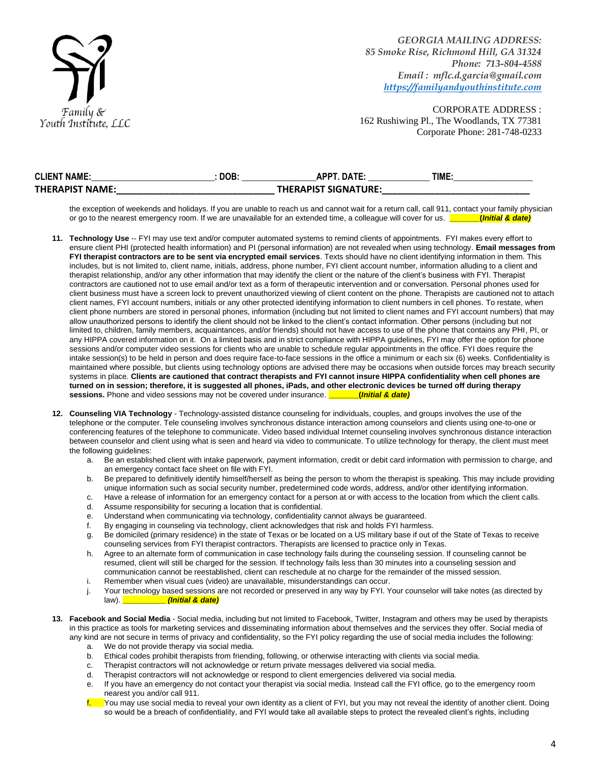*GEORGIA MAILING ADDRESS:*
*85 Smoke Rise, Richmond Hill, GA 31324*
*Phone: 713-804-4588*
*Email : mflc.d.garcia@gmail.com*
*https://familyandyouthinstitute.com*

CORPORATE ADDRESS :
162 Rushiwing Pl., The Woodlands, TX 77381
Corporate Phone: 281-748-0233

**CLIENT NAME:**_________________________**: DOB:** _______________**APPT. DATE:** _____________ **TIME:**________________
**THERAPIST NAME:**______________________________ **THERAPIST SIGNATURE:**_____________________________

the exception of weekends and holidays. If you are unable to reach us and cannot wait for a return call, call 911, contact your family physician or go to the nearest emergency room. If we are unavailable for an extended time, a colleague will cover for us. _______***(Initial & date)***

11. **Technology Use** -- FYI may use text and/or computer automated systems to remind clients of appointments. FYI makes every effort to ensure client PHI (protected health information) and PI (personal information) are not revealed when using technology. **Email messages from FYI therapist contractors are to be sent via encrypted email services**. Texts should have no client identifying information in them. This includes, but is not limited to, client name, initials, address, phone number, FYI client account number, information alluding to a client and therapist relationship, and/or any other information that may identify the client or the nature of the client's business with FYI. Therapist contractors are cautioned not to use email and/or text as a form of therapeutic intervention and or conversation. Personal phones used for client business must have a screen lock to prevent unauthorized viewing of client content on the phone. Therapists are cautioned not to attach client names, FYI account numbers, initials or any other protected identifying information to client numbers in cell phones. To restate, when client phone numbers are stored in personal phones, information (including but not limited to client names and FYI account numbers) that may allow unauthorized persons to identify the client should not be linked to the client's contact information. Other persons (including but not limited to, children, family members, acquaintances, and/or friends) should not have access to use of the phone that contains any PHI, PI, or any HIPPA covered information on it. On a limited basis and in strict compliance with HIPPA guidelines, FYI may offer the option for phone sessions and/or computer video sessions for clients who are unable to schedule regular appointments in the office. FYI does require the intake session(s) to be held in person and does require face-to-face sessions in the office a minimum or each six (6) weeks. Confidentiality is maintained where possible, but clients using technology options are advised there may be occasions when outside forces may breach security systems in place. **Clients are cautioned that contract therapists and FYI cannot insure HIPPA confidentiality when cell phones are turned on in session; therefore, it is suggested all phones, iPads, and other electronic devices be turned off during therapy sessions.** Phone and video sessions may not be covered under insurance. _______***(Initial & date)***

12. **Counseling VIA Technology** - Technology-assisted distance counseling for individuals, couples, and groups involves the use of the telephone or the computer. Tele counseling involves synchronous distance interaction among counselors and clients using one-to-one or conferencing features of the telephone to communicate. Video based individual Internet counseling involves synchronous distance interaction between counselor and client using what is seen and heard via video to communicate. To utilize technology for therapy, the client must meet the following guidelines:
    a. Be an established client with intake paperwork, payment information, credit or debit card information with permission to charge, and an emergency contact face sheet on file with FYI.
    b. Be prepared to definitively identify himself/herself as being the person to whom the therapist is speaking. This may include providing unique information such as social security number, predetermined code words, address, and/or other identifying information.
    c. Have a release of information for an emergency contact for a person at or with access to the location from which the client calls.
    d. Assume responsibility for securing a location that is confidential.
    e. Understand when communicating via technology, confidentiality cannot always be guaranteed.
    f. By engaging in counseling via technology, client acknowledges that risk and holds FYI harmless.
    g. Be domiciled (primary residence) in the state of Texas or be located on a US military base if out of the State of Texas to receive counseling services from FYI therapist contractors. Therapists are licensed to practice only in Texas.
    h. Agree to an alternate form of communication in case technology fails during the counseling session. If counseling cannot be resumed, client will still be charged for the session. If technology fails less than 30 minutes into a counseling session and communication cannot be reestablished, client can reschedule at no charge for the remainder of the missed session.
    i. Remember when visual cues (video) are unavailable, misunderstandings can occur.
    j. Your technology based sessions are not recorded or preserved in any way by FYI. Your counselor will take notes (as directed by law). __________***(Initial & date)***

13. **Facebook and Social Media** - Social media, including but not limited to Facebook, Twitter, Instagram and others may be used by therapists in this practice as tools for marketing services and disseminating information about themselves and the services they offer. Social media of any kind are not secure in terms of privacy and confidentiality, so the FYI policy regarding the use of social media includes the following:
    a. We do not provide therapy via social media.
    b. Ethical codes prohibit therapists from friending, following, or otherwise interacting with clients via social media.
    c. Therapist contractors will not acknowledge or return private messages delivered via social media.
    d. Therapist contractors will not acknowledge or respond to client emergencies delivered via social media.
    e. If you have an emergency do not contact your therapist via social media. Instead call the FYI office, go to the emergency room nearest you and/or call 911.
    f. You may use social media to reveal your own identity as a client of FYI, but you may not reveal the identity of another client. Doing so would be a breach of confidentiality, and FYI would take all available steps to protect the revealed client's rights, including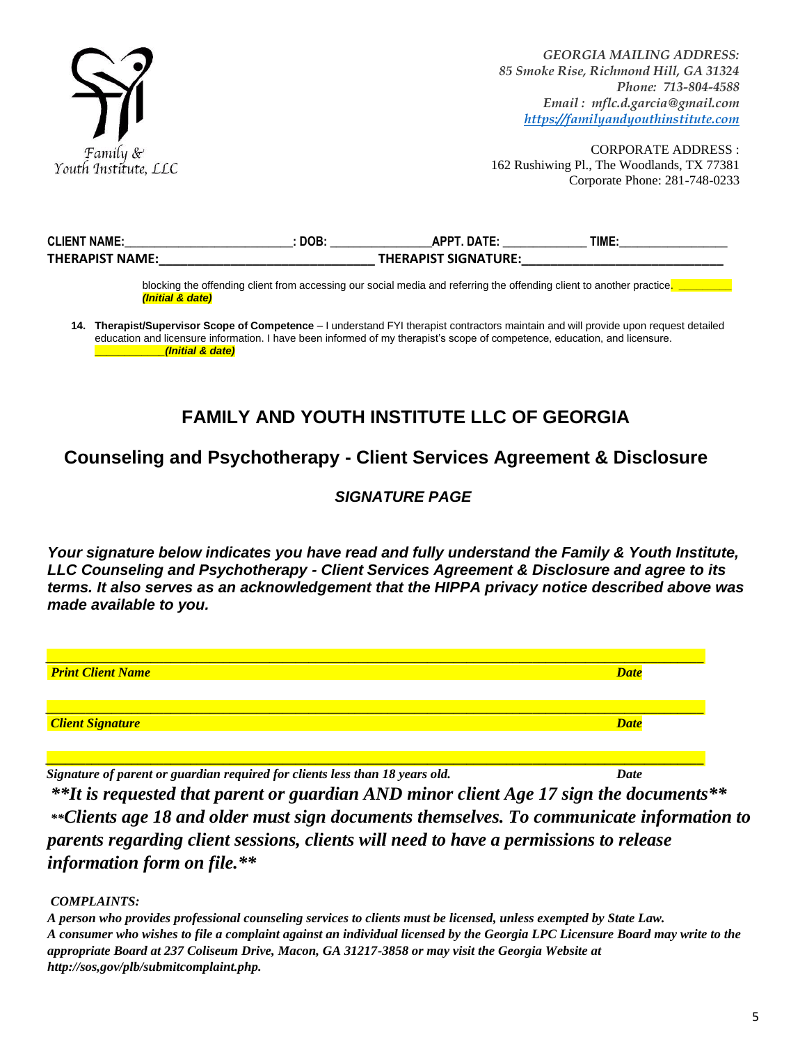Family & Youth Institute, LLC

*GEORGIA MAILING ADDRESS:*
*85 Smoke Rise, Richmond Hill, GA 31324*
*Phone: 713-804-4588*
*Email : mflc.d.garcia@gmail.com*
*https://familyandyouthinstitute.com*

CORPORATE ADDRESS :
162 Rushiwing Pl., The Woodlands, TX 77381
Corporate Phone: 281-748-0233

**CLIENT NAME:**\_\_\_\_\_\_\_\_\_\_\_\_\_\_\_\_\_\_\_\_\_\_\_\_\_\_\_**: DOB:** \_\_\_\_\_\_\_\_\_\_\_\_\_\_\_\_\_**APPT. DATE:** \_\_\_\_\_\_\_\_\_\_\_\_\_\_ **TIME:**\_\_\_\_\_\_\_\_\_\_\_\_\_\_\_\_\_\_
**THERAPIST NAME:**\_\_\_\_\_\_\_\_\_\_\_\_\_\_\_\_\_\_\_\_\_\_\_\_\_\_\_\_\_\_\_\_\_\_ **THERAPIST SIGNATURE:**\_\_\_\_\_\_\_\_\_\_\_\_\_\_\_\_\_\_\_\_\_\_\_\_\_\_\_\_\_\_\_\_

blocking the offending client from accessing our social media and referring the offending client to another practice. \_\_\_\_\_\_\_\_\_ ***(Initial & date)***

14. **Therapist/Supervisor Scope of Competence** – I understand FYI therapist contractors maintain and will provide upon request detailed education and licensure information. I have been informed of my therapist's scope of competence, education, and licensure. \_\_\_\_\_\_\_\_\_\_\_***(Initial & date)***

# FAMILY AND YOUTH INSTITUTE LLC OF GEORGIA

## Counseling and Psychotherapy - Client Services Agreement & Disclosure

### *SIGNATURE PAGE*

***Your signature below indicates you have read and fully understand the Family & Youth Institute, LLC Counseling and Psychotherapy - Client Services Agreement & Disclosure and agree to its terms. It also serves as an acknowledgement that the HIPPA privacy notice described above was made available to you.***

\_\_\_\_\_\_\_\_\_\_\_\_\_\_\_\_\_\_\_\_\_\_\_\_\_\_\_\_\_\_\_\_\_\_\_\_\_\_\_\_\_\_\_\_\_\_\_\_\_\_\_\_\_\_\_\_\_\_\_\_\_\_\_\_\_\_\_\_\_\_\_\_
***Print Client Name*** ***Date***

\_\_\_\_\_\_\_\_\_\_\_\_\_\_\_\_\_\_\_\_\_\_\_\_\_\_\_\_\_\_\_\_\_\_\_\_\_\_\_\_\_\_\_\_\_\_\_\_\_\_\_\_\_\_\_\_\_\_\_\_\_\_\_\_\_\_\_\_\_\_\_\_
***Client Signature*** ***Date***

\_\_\_\_\_\_\_\_\_\_\_\_\_\_\_\_\_\_\_\_\_\_\_\_\_\_\_\_\_\_\_\_\_\_\_\_\_\_\_\_\_\_\_\_\_\_\_\_\_\_\_\_\_\_\_\_\_\_\_\_\_\_\_\_\_\_\_\_\_\_\_\_
***Signature of parent or guardian required for clients less than 18 years old.*** ***Date***

***\*\*It is requested that parent or guardian AND minor client Age 17 sign the documents\*\****

***\*\*Clients age 18 and older must sign documents themselves. To communicate information to parents regarding client sessions, clients will need to have a permissions to release information form on file.\*\****

***COMPLAINTS:***

***A person who provides professional counseling services to clients must be licensed, unless exempted by State Law. A consumer who wishes to file a complaint against an individual licensed by the Georgia LPC Licensure Board may write to the appropriate Board at 237 Coliseum Drive, Macon, GA 31217-3858 or may visit the Georgia Website at http://sos,gov/plb/submitcomplaint.php.***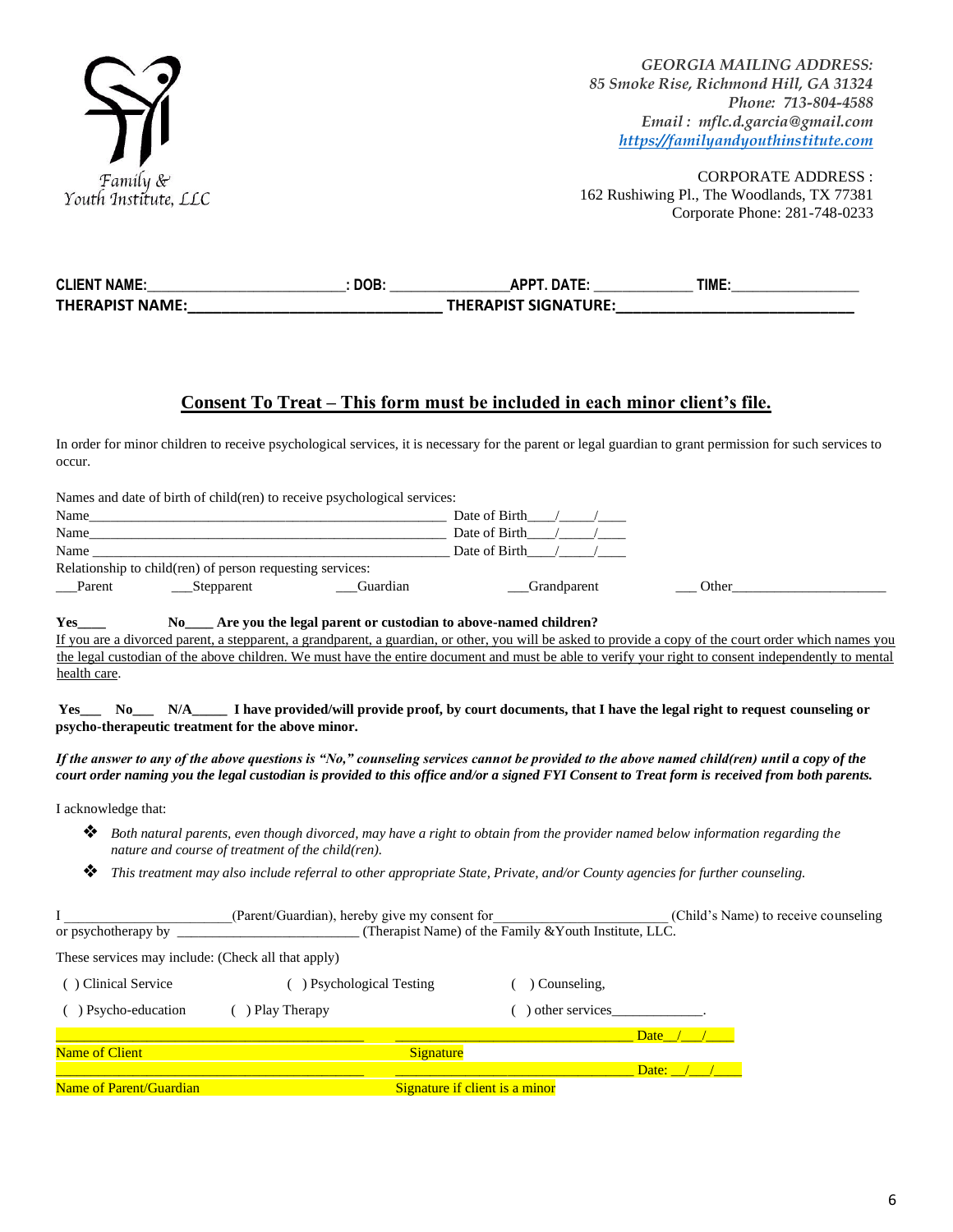Family & Youth Institute, LLC

*GEORGIA MAILING ADDRESS:*
*85 Smoke Rise, Richmond Hill, GA 31324*
*Phone: 713-804-4588*
*Email : mflc.d.garcia@gmail.com*
*https://familyandyouthinstitute.com*

CORPORATE ADDRESS :
162 Rushiwing Pl., The Woodlands, TX 77381
Corporate Phone: 281-748-0233

**CLIENT NAME:_________________________: DOB: _______________APPT. DATE: _____________ TIME:_________________**
**THERAPIST NAME:________________________________ THERAPIST SIGNATURE:______________________________**

## Consent To Treat – This form must be included in each minor client's file.

In order for minor children to receive psychological services, it is necessary for the parent or legal guardian to grant permission for such services to occur.

Names and date of birth of child(ren) to receive psychological services:
Name_____________________________________________________ Date of Birth____/_____/____
Name_____________________________________________________ Date of Birth____/_____/____
Name _____________________________________________________ Date of Birth____/_____/____
Relationship to child(ren) of person requesting services:
___Parent ___Stepparent ___Guardian ___Grandparent ___ Other______________________

**Yes____ No____ Are you the legal parent or custodian to above-named children?**
If you are a divorced parent, a stepparent, a grandparent, a guardian, or other, you will be asked to provide a copy of the court order which names you the legal custodian of the above children. We must have the entire document and must be able to verify your right to consent independently to mental health care.

**Yes___ No___ N/A_____ I have provided/will provide proof, by court documents, that I have the legal right to request counseling or psycho-therapeutic treatment for the above minor.**

***If the answer to any of the above questions is "No," counseling services cannot be provided to the above named child(ren) until a copy of the court order naming you the legal custodian is provided to this office and/or a signed FYI Consent to Treat form is received from both parents.***

I acknowledge that:

- *Both natural parents, even though divorced, may have a right to obtain from the provider named below information regarding the nature and course of treatment of the child(ren).*
- *This treatment may also include referral to other appropriate State, Private, and/or County agencies for further counseling.*

I _______________________(Parent/Guardian), hereby give my consent for________________________ (Child's Name) to receive counseling or psychotherapy by ________________________ (Therapist Name) of the Family &Youth Institute, LLC.

These services may include: (Check all that apply)

( ) Clinical Service ( ) Psychological Testing ( ) Counseling,
( ) Psycho-education ( ) Play Therapy ( ) other services_____________.

________________________________________ _________________________________ Date__/___/____
Name of Client Signature
________________________________________ _________________________________ Date: __/___/____
Name of Parent/Guardian Signature if client is a minor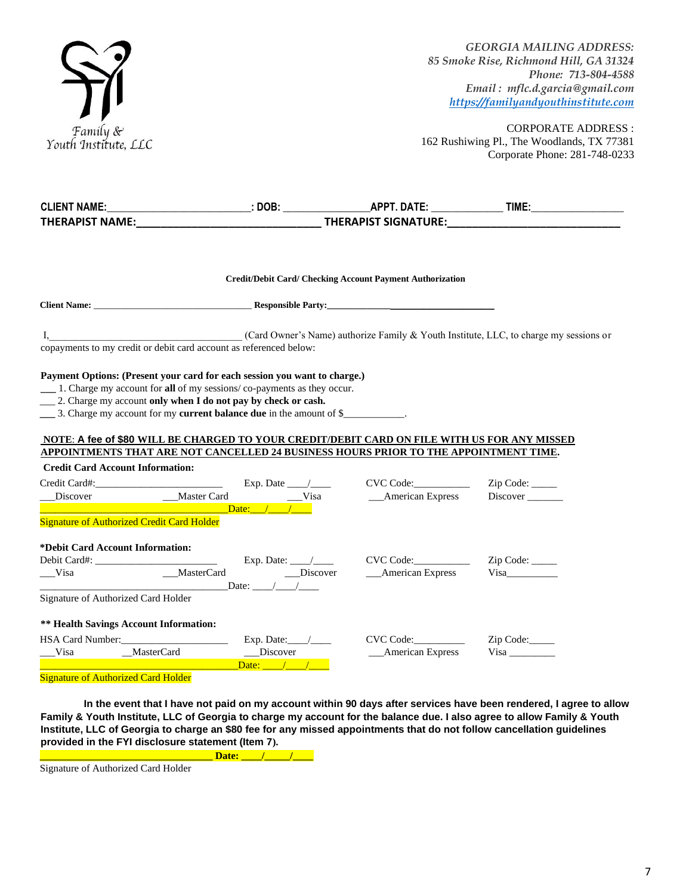Family & Youth Institute, LLC

*GEORGIA MAILING ADDRESS:*
*85 Smoke Rise, Richmond Hill, GA 31324*
*Phone: 713-804-4588*
*Email : mflc.d.garcia@gmail.com*
*https://familyandyouthinstitute.com*

CORPORATE ADDRESS :
162 Rushiwing Pl., The Woodlands, TX 77381
Corporate Phone: 281-748-0233

**CLIENT NAME:_________________________: DOB: _______________APPT. DATE: _____________ TIME:_________________**
**THERAPIST NAME:________________________________ THERAPIST SIGNATURE:______________________________**

**Credit/Debit Card/ Checking Account Payment Authorization**

**Client Name:** __________________________________ **Responsible Party:**__________________________________

I,________________________________________ (Card Owner's Name) authorize Family & Youth Institute, LLC, to charge my sessions or copayments to my credit or debit card account as referenced below:

**Payment Options: (Present your card for each session you want to charge.)**
___ 1. Charge my account for **all** of my sessions/ co-payments as they occur.
___ 2. Charge my account **only when I do not pay by check or cash.**
___ 3. Charge my account for my **current balance due** in the amount of $____________.

**NOTE: A fee of $80 WILL BE CHARGED TO YOUR CREDIT/DEBIT CARD ON FILE WITH US FOR ANY MISSED APPOINTMENTS THAT ARE NOT CANCELLED 24 BUSINESS HOURS PRIOR TO THE APPOINTMENT TIME.**

**Credit Card Account Information:**
Credit Card#:_________________________ Exp. Date ____/____ CVC Code:__________ Zip Code: _____
___Discover ___Master Card ___Visa ___American Express Discover _______
_____________________________________Date:___/____/____
Signature of Authorized Credit Card Holder

**\*Debit Card Account Information:**
Debit Card#: ________________________ Exp. Date: ____/____ CVC Code:__________ Zip Code: _____
___Visa ___MasterCard ___Discover ___American Express Visa__________
_____________________________________Date: ____/____/____
Signature of Authorized Card Holder

**\*\* Health Savings Account Information:**
HSA Card Number:_____________________ Exp. Date:____/____ CVC Code:_________ Zip Code:_____
___Visa ___MasterCard ___Discover ___American Express Visa _________
_____________________________________Date: ____/____/____
Signature of Authorized Card Holder

**In the event that I have not paid on my account within 90 days after services have been rendered, I agree to allow Family & Youth Institute, LLC of Georgia to charge my account for the balance due. I also agree to allow Family & Youth Institute, LLC of Georgia to charge an $80 fee for any missed appointments that do not follow cancellation guidelines provided in the FYI disclosure statement (Item 7).**

_________________________________ **Date: ____/_____/____**
Signature of Authorized Card Holder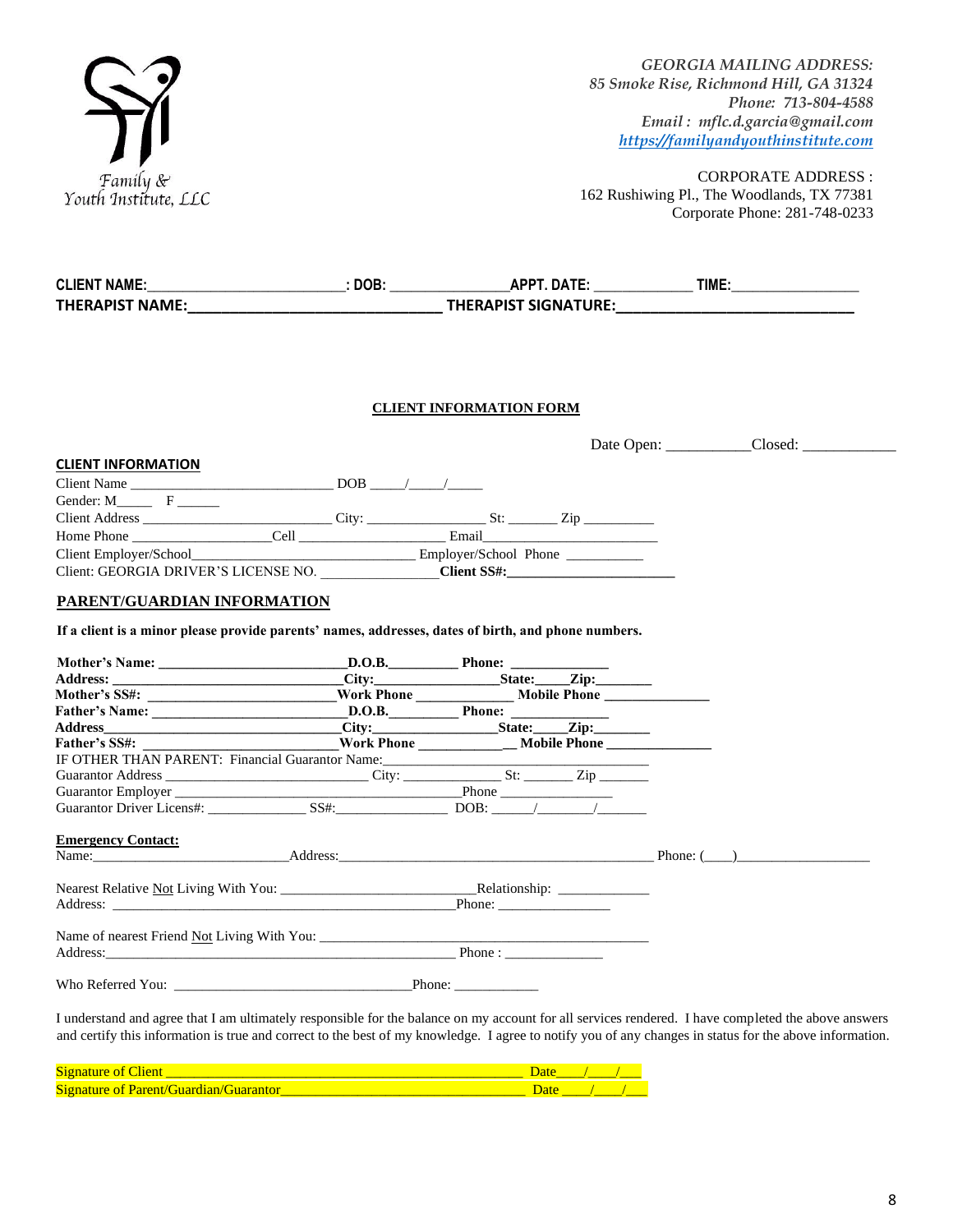Family & Youth Institute, LLC

*GEORGIA MAILING ADDRESS:*
*85 Smoke Rise, Richmond Hill, GA 31324*
*Phone: 713-804-4588*
*Email : mflc.d.garcia@gmail.com*
*https://familyandyouthinstitute.com*

CORPORATE ADDRESS :
162 Rushiwing Pl., The Woodlands, TX 77381
Corporate Phone: 281-748-0233

**CLIENT NAME:________________________: DOB: ______________APPT. DATE: ____________ TIME:________________**
**THERAPIST NAME:______________________________ THERAPIST SIGNATURE:____________________________**

## CLIENT INFORMATION FORM

Date Open: __________Closed: ____________

### CLIENT INFORMATION

Client Name ____________________________ DOB ____/____/_____
Gender: M_____ F ______
Client Address __________________________ City: ________________ St: _______ Zip __________
Home Phone ___________________Cell ____________________ Email_________________________
Client Employer/School______________________________ Employer/School Phone __________
Client: GEORGIA DRIVER'S LICENSE NO. _______________ **Client SS#:______________________**

### PARENT/GUARDIAN INFORMATION

**If a client is a minor please provide parents' names, addresses, dates of birth, and phone numbers.**

**Mother's Name: _________________________D.O.B._________ Phone: _____________**
**Address: ______________________________City:________________State:_____Zip:_______**
**Mother's SS#: _________________________Work Phone ____________ Mobile Phone ______________**
**Father's Name: __________________________D.O.B._________ Phone: _____________**
**Address______________________________City:________________State:_____Zip:_______**
**Father's SS#: __________________________Work Phone ____________ Mobile Phone ______________**
IF OTHER THAN PARENT: Financial Guarantor Name:________________________________________
Guarantor Address ___________________________ City: ______________ St: _______ Zip _______
Guarantor Employer __________________________________________Phone _______________
Guarantor Driver Licens#: _____________ SS#:_______________ DOB: _____/_______/_______

**Emergency Contact:**
Name:___________________________Address:____________________________________________ Phone: (___)__________________

Nearest Relative Not Living With You: __________________________Relationship: _____________
Address: ___________________________________________________Phone: _______________

Name of nearest Friend Not Living With You: ________________________________________________
Address:___________________________________________________ Phone : _____________

Who Referred You: _________________________________Phone: ___________

I understand and agree that I am ultimately responsible for the balance on my account for all services rendered. I have completed the above answers and certify this information is true and correct to the best of my knowledge. I agree to notify you of any changes in status for the above information.

Signature of Client ___________________________________________________ Date____/____/___
Signature of Parent/Guardian/Guarantor__________________________________ Date ____/____/___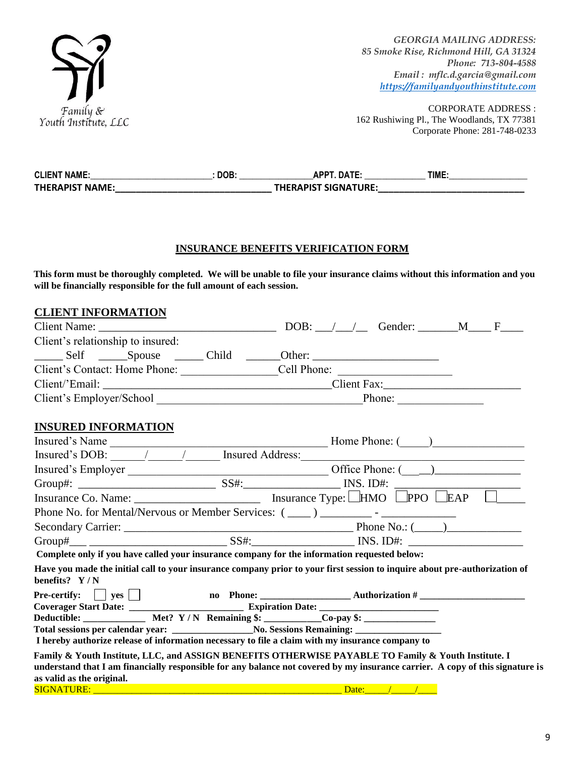Family & Youth Institute, LLC

*GEORGIA MAILING ADDRESS:*
*85 Smoke Rise, Richmond Hill, GA 31324*
*Phone: 713-804-4588*
*Email : mflc.d.garcia@gmail.com*
*https://familyandyouthinstitute.com*

CORPORATE ADDRESS :
162 Rushiwing Pl., The Woodlands, TX 77381
Corporate Phone: 281-748-0233

**CLIENT NAME:\_\_\_\_\_\_\_\_\_\_\_\_\_\_\_\_\_\_\_\_\_\_\_\_\_\_: DOB: \_\_\_\_\_\_\_\_\_\_\_\_\_\_\_\_APPT. DATE: \_\_\_\_\_\_\_\_\_\_\_\_\_ TIME:\_\_\_\_\_\_\_\_\_\_\_\_\_\_\_\_\_**
**THERAPIST NAME:\_\_\_\_\_\_\_\_\_\_\_\_\_\_\_\_\_\_\_\_\_\_\_\_\_\_\_\_\_\_\_\_\_\_ THERAPIST SIGNATURE:\_\_\_\_\_\_\_\_\_\_\_\_\_\_\_\_\_\_\_\_\_\_\_\_\_\_\_\_\_\_\_\_**

## INSURANCE BENEFITS VERIFICATION FORM

**This form must be thoroughly completed. We will be unable to file your insurance claims without this information and you will be financially responsible for the full amount of each session.**

### CLIENT INFORMATION

Client Name: \_\_\_\_\_\_\_\_\_\_\_\_\_\_\_\_\_\_\_\_\_\_\_\_\_\_\_\_\_\_\_\_ DOB: \_\_\_/\_\_\_/\_\_ Gender: \_\_\_\_\_\_\_M\_\_\_\_ F\_\_\_\_

Client's relationship to insured:

\_\_\_\_\_ Self \_\_\_\_\_Spouse \_\_\_\_\_ Child \_\_\_\_\_\_Other: \_\_\_\_\_\_\_\_\_\_\_\_\_\_\_\_\_\_\_\_\_\_

Client's Contact: Home Phone: \_\_\_\_\_\_\_\_\_\_\_\_\_\_\_\_\_Cell Phone: \_\_\_\_\_\_\_\_\_\_\_\_\_\_\_\_\_\_\_\_

Client/'Email: \_\_\_\_\_\_\_\_\_\_\_\_\_\_\_\_\_\_\_\_\_\_\_\_\_\_\_\_\_\_\_\_\_\_\_\_\_\_\_\_\_\_Client Fax:\_\_\_\_\_\_\_\_\_\_\_\_\_\_\_\_\_\_\_\_\_\_\_\_\_

Client's Employer/School \_\_\_\_\_\_\_\_\_\_\_\_\_\_\_\_\_\_\_\_\_\_\_\_\_\_\_\_\_\_\_\_\_\_\_\_\_Phone: \_\_\_\_\_\_\_\_\_\_\_\_\_\_\_\_

### INSURED INFORMATION

Insured's Name \_\_\_\_\_\_\_\_\_\_\_\_\_\_\_\_\_\_\_\_\_\_\_\_\_\_\_\_\_\_\_\_\_\_\_\_\_\_\_\_ Home Phone: (\_\_\_\_\_)\_\_\_\_\_\_\_\_\_\_\_\_\_\_\_\_\_

Insured's DOB: \_\_\_\_\_\_/\_\_\_\_\_\_/\_\_\_\_\_\_ Insured Address:\_\_\_\_\_\_\_\_\_\_\_\_\_\_\_\_\_\_\_\_\_\_\_\_\_\_\_\_\_\_\_\_\_\_\_\_\_\_\_\_\_

Insured's Employer \_\_\_\_\_\_\_\_\_\_\_\_\_\_\_\_\_\_\_\_\_\_\_\_\_\_\_\_\_\_\_\_\_\_\_\_\_ Office Phone: (\_\_\_\_)\_\_\_\_\_\_\_\_\_\_\_\_\_\_\_\_

Group#: \_\_\_\_\_\_\_\_\_\_\_\_\_\_\_\_\_\_\_\_\_\_\_\_\_\_ SS#:\_\_\_\_\_\_\_\_\_\_\_\_\_\_\_\_\_\_\_ INS. ID#: \_\_\_\_\_\_\_\_\_\_\_\_\_\_\_\_\_\_\_\_\_\_

Insurance Co. Name: \_\_\_\_\_\_\_\_\_\_\_\_\_\_\_\_\_\_\_\_\_\_\_ Insurance Type: ☐HMO ☐PPO ☐EAP ☐\_\_\_\_\_

Phone No. for Mental/Nervous or Member Services: ( \_\_\_\_ ) \_\_\_\_\_\_\_\_\_ - \_\_\_\_\_\_\_\_\_\_\_\_\_\_

Secondary Carrier: \_\_\_\_\_\_\_\_\_\_\_\_\_\_\_\_\_\_\_\_\_\_\_\_\_\_\_\_\_\_\_\_\_\_\_\_\_\_\_\_\_\_\_\_ Phone No.: (\_\_\_\_\_)\_\_\_\_\_\_\_\_\_\_\_\_\_\_

Group#\_\_\_ \_\_\_\_\_\_\_\_\_\_\_\_\_\_\_\_\_\_\_\_\_\_\_\_\_\_\_ SS#:\_\_\_\_\_\_\_\_\_\_\_\_\_\_\_\_\_\_\_\_\_ INS. ID#: \_\_\_\_\_\_\_\_\_\_\_\_\_\_\_\_\_\_\_\_\_\_

**Complete only if you have called your insurance company for the information requested below:**

**Have you made the initial call to your insurance company prior to your first session to inquire about pre-authorization of benefits? Y / N**

**Pre-certify: ☐ yes ☐ no Phone: \_\_\_\_\_\_\_\_\_\_\_\_\_\_\_\_\_\_ Authorization # \_\_\_\_\_\_\_\_\_\_\_\_\_\_\_\_\_\_\_\_\_\_**

**Coverager Start Date: \_\_\_\_\_\_\_\_\_\_\_\_\_\_\_\_\_\_\_\_\_\_\_ Expiration Date: \_\_\_\_\_\_\_\_\_\_\_\_\_\_\_\_\_\_\_\_\_\_\_\_\_**

**Deductible: \_\_\_\_\_\_\_\_\_\_\_\_\_\_ Met? Y / N Remaining $: \_\_\_\_\_\_\_\_\_\_\_\_Co-pay $: \_\_\_\_\_\_\_\_\_\_\_\_\_\_\_**

**Total sessions per calendar year: \_\_\_\_\_\_\_\_\_\_\_\_\_\_\_\_\_No. Sessions Remaining: \_\_\_\_\_\_\_\_\_\_\_\_\_\_\_\_\_\_**

**I hereby authorize release of information necessary to file a claim with my insurance company to Family & Youth Institute, LLC, and ASSIGN BENEFITS OTHERWISE PAYABLE TO Family & Youth Institute. I understand that I am financially responsible for any balance not covered by my insurance carrier. A copy of this signature is as valid as the original.**

SIGNATURE: \_\_\_\_\_\_\_\_\_\_\_\_\_\_\_\_\_\_\_\_\_\_\_\_\_\_\_\_\_\_\_\_\_\_\_\_\_\_\_\_\_\_\_\_\_\_\_\_\_\_\_\_\_ Date:\_\_\_\_\_/\_\_\_\_\_/\_\_\_\_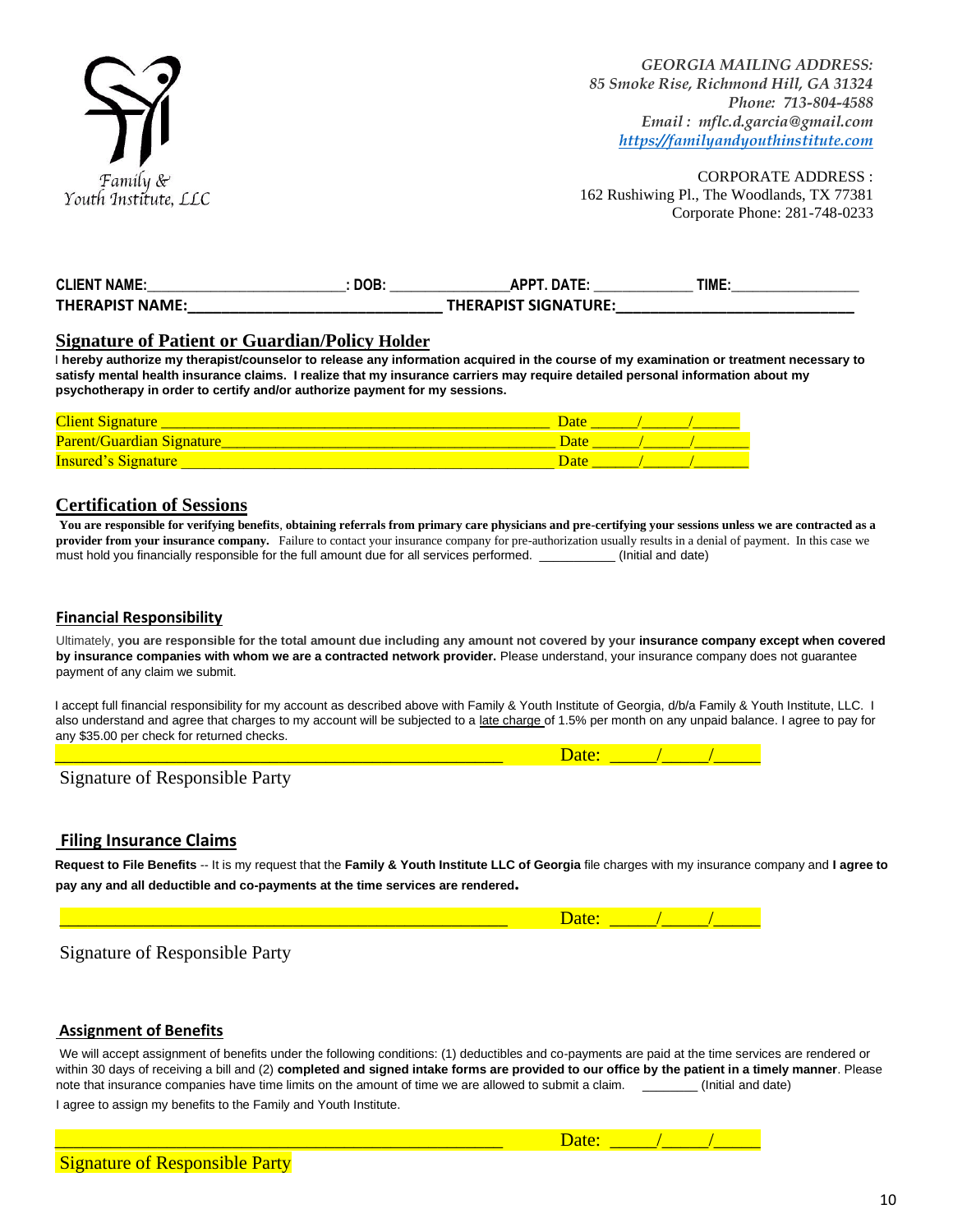Family & Youth Institute, LLC

*GEORGIA MAILING ADDRESS:*
*85 Smoke Rise, Richmond Hill, GA 31324*
*Phone: 713-804-4588*
*Email : mflc.d.garcia@gmail.com*
*https://familyandyouthinstitute.com*

CORPORATE ADDRESS :
162 Rushiwing Pl., The Woodlands, TX 77381
Corporate Phone: 281-748-0233

**CLIENT NAME:**_________________________**: DOB:** _______________**APPT. DATE:** _____________ **TIME:**________________
**THERAPIST NAME:**______________________________ **THERAPIST SIGNATURE:**_____________________________

## Signature of Patient or Guardian/Policy Holder

I **hereby authorize my therapist/counselor to release any information acquired in the course of my examination or treatment necessary to satisfy mental health insurance claims. I realize that my insurance carriers may require detailed personal information about my psychotherapy in order to certify and/or authorize payment for my sessions.**

Client Signature ________________________________________________ Date ______/______/______
Parent/Guardian Signature__________________________________________ Date ______/______/_______
Insured's Signature ______________________________________________ Date ______/______/_______

## Certification of Sessions

**You are responsible for verifying benefits**, **obtaining referrals from primary care physicians and pre-certifying your sessions unless we are contracted as a provider from your insurance company.** Failure to contact your insurance company for pre-authorization usually results in a denial of payment. In this case we must hold you financially responsible for the full amount due for all services performed. ___________ (Initial and date)

## Financial Responsibility

Ultimately, **you are responsible for the total amount due including any amount not covered by your insurance company except when covered by insurance companies with whom we are a contracted network provider.** Please understand, your insurance company does not guarantee payment of any claim we submit.

I accept full financial responsibility for my account as described above with Family & Youth Institute of Georgia, d/b/a Family & Youth Institute, LLC. I also understand and agree that charges to my account will be subjected to a late charge of 1.5% per month on any unpaid balance. I agree to pay for any $35.00 per check for returned checks.

_________________________________________________ Date: _____/_____/_____

Signature of Responsible Party

## Filing Insurance Claims

**Request to File Benefits** -- It is my request that the **Family & Youth Institute LLC of Georgia** file charges with my insurance company and **I agree to pay any and all deductible and co-payments at the time services are rendered.**

_________________________________________________ Date: _____/_____/_____

Signature of Responsible Party

## Assignment of Benefits

We will accept assignment of benefits under the following conditions: (1) deductibles and co-payments are paid at the time services are rendered or within 30 days of receiving a bill and (2) **completed and signed intake forms are provided to our office by the patient in a timely manner**. Please note that insurance companies have time limits on the amount of time we are allowed to submit a claim. ________ (Initial and date)

I agree to assign my benefits to the Family and Youth Institute.

_________________________________________________ Date: _____/_____/_____

Signature of Responsible Party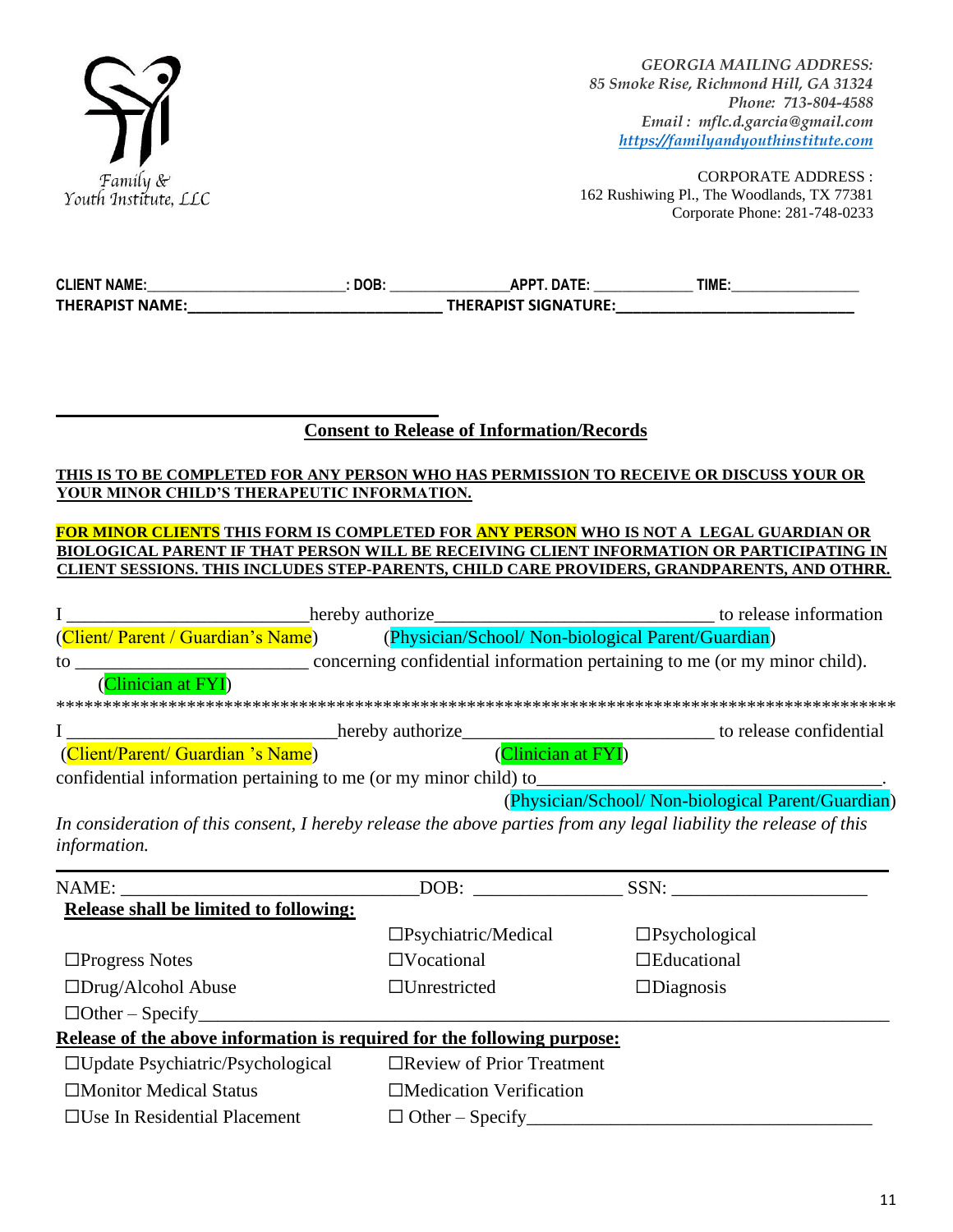Family & Youth Institute, LLC

*GEORGIA MAILING ADDRESS:*
*85 Smoke Rise, Richmond Hill, GA 31324*
*Phone: 713-804-4588*
*Email : mflc.d.garcia@gmail.com*
*https://familyandyouthinstitute.com*

CORPORATE ADDRESS :
162 Rushiwing Pl., The Woodlands, TX 77381
Corporate Phone: 281-748-0233

**CLIENT NAME:_________________________: DOB: _______________APPT. DATE: _____________ TIME:_________________**
**THERAPIST NAME:________________________________ THERAPIST SIGNATURE:______________________________**

## Consent to Release of Information/Records

**THIS IS TO BE COMPLETED FOR ANY PERSON WHO HAS PERMISSION TO RECEIVE OR DISCUSS YOUR OR YOUR MINOR CHILD'S THERAPEUTIC INFORMATION.**

**FOR MINOR CLIENTS THIS FORM IS COMPLETED FOR ANY PERSON WHO IS NOT A LEGAL GUARDIAN OR BIOLOGICAL PARENT IF THAT PERSON WILL BE RECEIVING CLIENT INFORMATION OR PARTICIPATING IN CLIENT SESSIONS. THIS INCLUDES STEP-PARENTS, CHILD CARE PROVIDERS, GRANDPARENTS, AND OTHRR.**

I ___________________________hereby authorize______________________________ to release information
(Client/ Parent / Guardian's Name) (Physician/School/ Non-biological Parent/Guardian)
to _________________________ concerning confidential information pertaining to me (or my minor child).
(Clinician at FYI)

**************************************************************************************************

I _____________________________hereby authorize__________________________ to release confidential
(Client/Parent/ Guardian 's Name) (Clinician at FYI)
confidential information pertaining to me (or my minor child) to____________________________________.
(Physician/School/ Non-biological Parent/Guardian)

*In consideration of this consent, I hereby release the above parties from any legal liability the release of this information.*

NAME: ________________________________DOB: ________________ SSN: _____________________

**Release shall be limited to following:**

| | | |
|---|---|---|
| | ☐Psychiatric/Medical | ☐Psychological |
| ☐Progress Notes | ☐Vocational | ☐Educational |
| ☐Drug/Alcohol Abuse | ☐Unrestricted | ☐Diagnosis |

☐Other – Specify_____________________________________________________________________________

**Release of the above information is required for the following purpose:**

| | |
|---|---|
| ☐Update Psychiatric/Psychological | ☐Review of Prior Treatment |
| ☐Monitor Medical Status | ☐Medication Verification |
| ☐Use In Residential Placement | ☐ Other – Specify____________________________________ |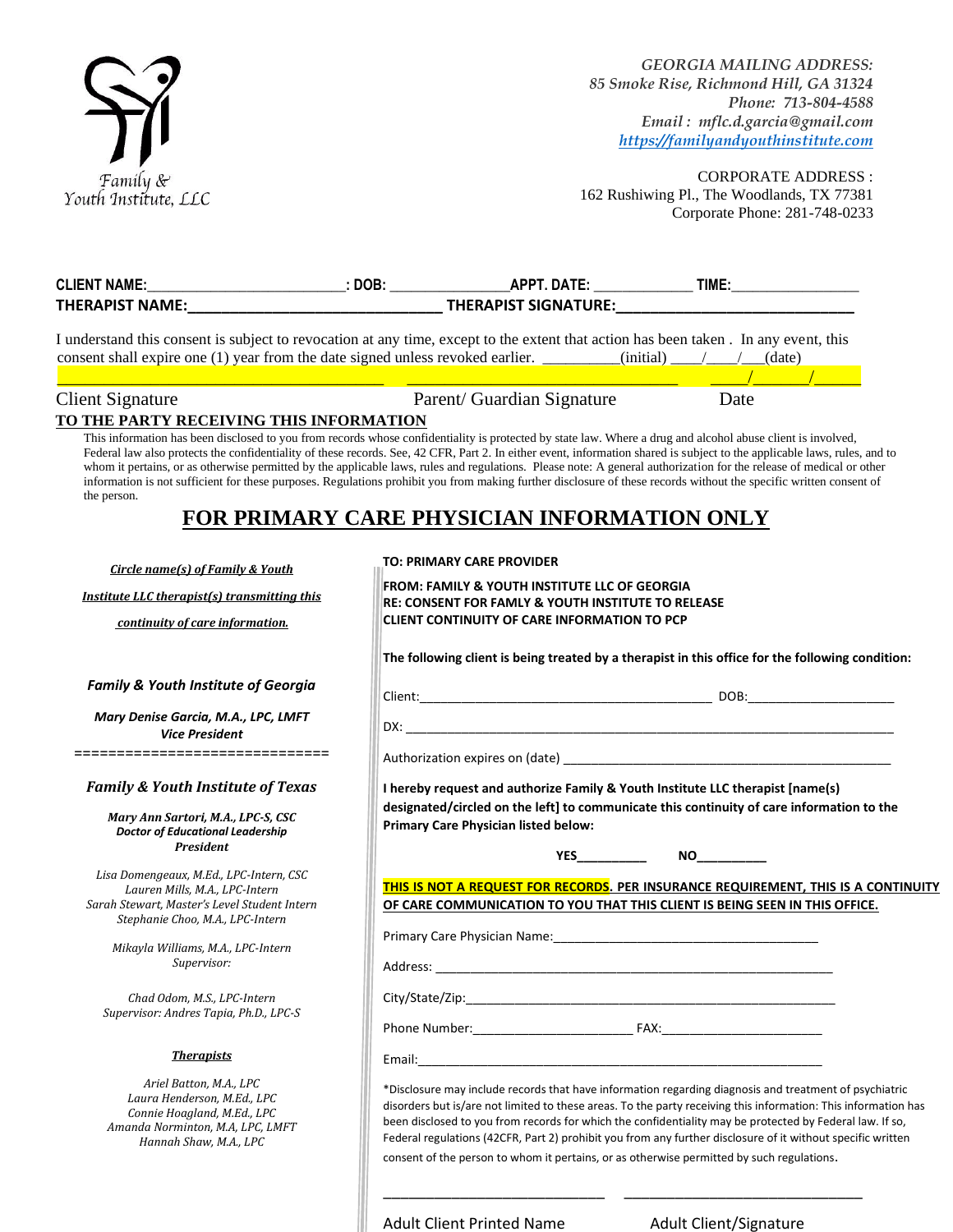Family & Youth Institute, LLC

*GEORGIA MAILING ADDRESS:*
*85 Smoke Rise, Richmond Hill, GA 31324*
*Phone: 713-804-4588*
*Email : mflc.d.garcia@gmail.com*
*https://familyandyouthinstitute.com*

CORPORATE ADDRESS :
162 Rushiwing Pl., The Woodlands, TX 77381
Corporate Phone: 281-748-0233

**CLIENT NAME:**_________________________**: DOB:** _______________**APPT. DATE:** _____________ **TIME:**________________
**THERAPIST NAME:**_______________________________ **THERAPIST SIGNATURE:**______________________________

I understand this consent is subject to revocation at any time, except to the extent that action has been taken . In any event, this consent shall expire one (1) year from the date signed unless revoked earlier. __________(initial) ____/____/___(date)

_________________________________________ _________________________________ _____/_______/______
Client Signature Parent/ Guardian Signature Date

**TO THE PARTY RECEIVING THIS INFORMATION**

This information has been disclosed to you from records whose confidentiality is protected by state law. Where a drug and alcohol abuse client is involved, Federal law also protects the confidentiality of these records. See, 42 CFR, Part 2. In either event, information shared is subject to the applicable laws, rules, and to whom it pertains, or as otherwise permitted by the applicable laws, rules and regulations. Please note: A general authorization for the release of medical or other information is not sufficient for these purposes. Regulations prohibit you from making further disclosure of these records without the specific written consent of the person.

# FOR PRIMARY CARE PHYSICIAN INFORMATION ONLY

***Circle name(s) of Family & Youth Institute LLC therapist(s) transmitting this continuity of care information.***

***Family & Youth Institute of Georgia***

***Mary Denise Garcia, M.A., LPC, LMFT***
***Vice President***

==============================

***Family & Youth Institute of Texas***

***Mary Ann Sartori, M.A., LPC-S, CSC***
***Doctor of Educational Leadership***
***President***

*Lisa Domengeaux, M.Ed., LPC-Intern, CSC*
*Lauren Mills, M.A., LPC-Intern*
*Sarah Stewart, Master's Level Student Intern*
*Stephanie Choo, M.A., LPC-Intern*

*Mikayla Williams, M.A., LPC-Intern*
*Supervisor:*

*Chad Odom, M.S., LPC-Intern*
*Supervisor: Andres Tapia, Ph.D., LPC-S*

***Therapists***

*Ariel Batton, M.A., LPC*
*Laura Henderson, M.Ed., LPC*
*Connie Hoagland, M.Ed., LPC*
*Amanda Norminton, M.A, LPC, LMFT*
*Hannah Shaw, M.A., LPC*

**TO: PRIMARY CARE PROVIDER**

**FROM: FAMILY & YOUTH INSTITUTE LLC OF GEORGIA**
**RE: CONSENT FOR FAMLY & YOUTH INSTITUTE TO RELEASE CLIENT CONTINUITY OF CARE INFORMATION TO PCP**

**The following client is being treated by a therapist in this office for the following condition:**

Client:__________________________________________ DOB:_____________________

DX: _________________________________________________________________________

Authorization expires on (date) ______________________________________________

**I hereby request and authorize Family & Youth Institute LLC therapist [name(s) designated/circled on the left] to communicate this continuity of care information to the Primary Care Physician listed below:**

**YES**__________ **NO**__________

**THIS IS NOT A REQUEST FOR RECORDS. PER INSURANCE REQUIREMENT, THIS IS A CONTINUITY OF CARE COMMUNICATION TO YOU THAT THIS CLIENT IS BEING SEEN IN THIS OFFICE.**

Primary Care Physician Name:_______________________________________

Address: __________________________________________________________

City/State/Zip:_____________________________________________________

Phone Number:_______________________ FAX:_______________________

Email:____________________________________________________________

*Disclosure may include records that have information regarding diagnosis and treatment of psychiatric disorders but is/are not limited to these areas. To the party receiving this information: This information has been disclosed to you from records for which the confidentiality may be protected by Federal law. If so, Federal regulations (42CFR, Part 2) prohibit you from any further disclosure of it without specific written consent of the person to whom it pertains, or as otherwise permitted by such regulations.

_____________________________ _________________________________
Adult Client Printed Name Adult Client/Signature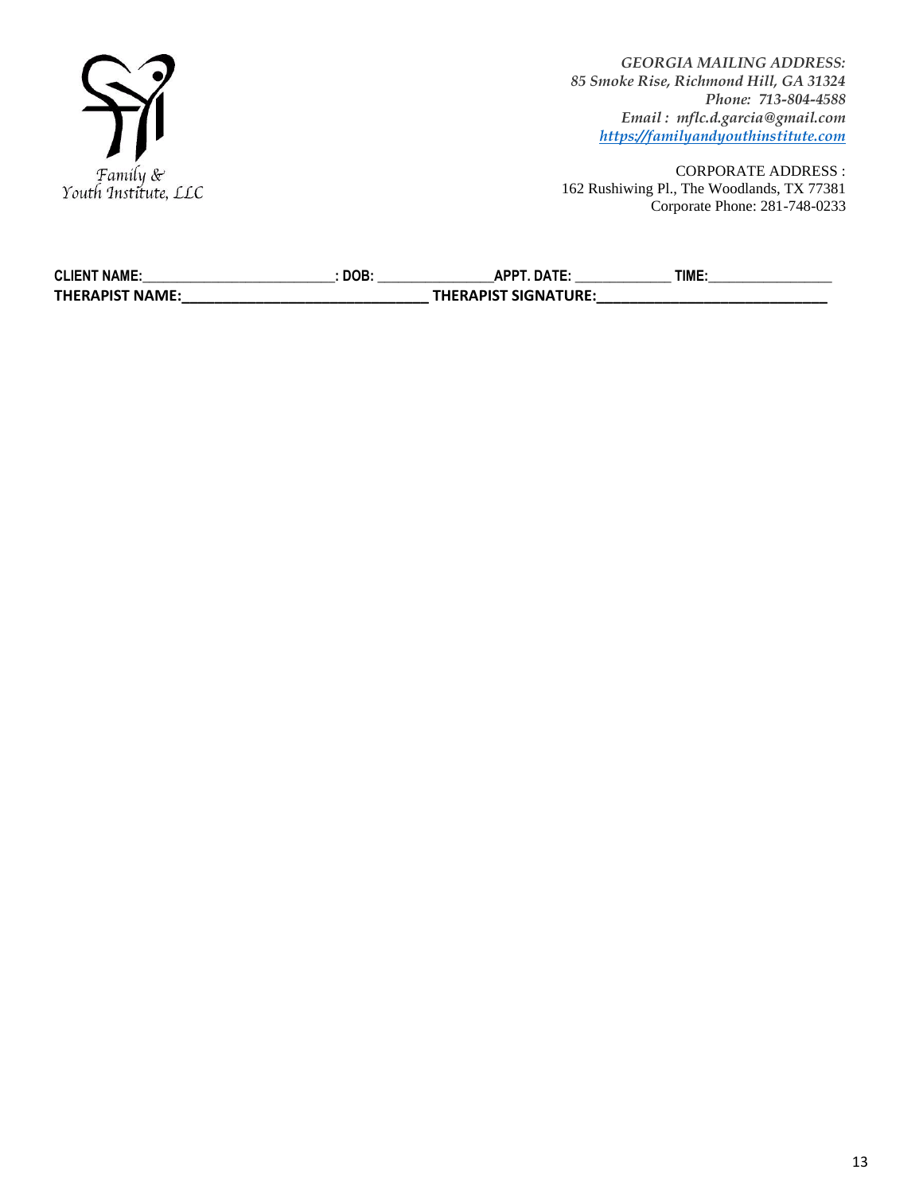Family &
Youth Institute, LLC

*GEORGIA MAILING ADDRESS:*
*85 Smoke Rise, Richmond Hill, GA 31324*
*Phone: 713-804-4588*
*Email : mflc.d.garcia@gmail.com*
*https://familyandyouthinstitute.com*

CORPORATE ADDRESS :
162 Rushiwing Pl., The Woodlands, TX 77381
Corporate Phone: 281-748-0233

**CLIENT NAME:**___________________________: **DOB:** ________________**APPT. DATE:** _____________ **TIME:**_________________
**THERAPIST NAME:**______________________________ **THERAPIST SIGNATURE:**_____________________________